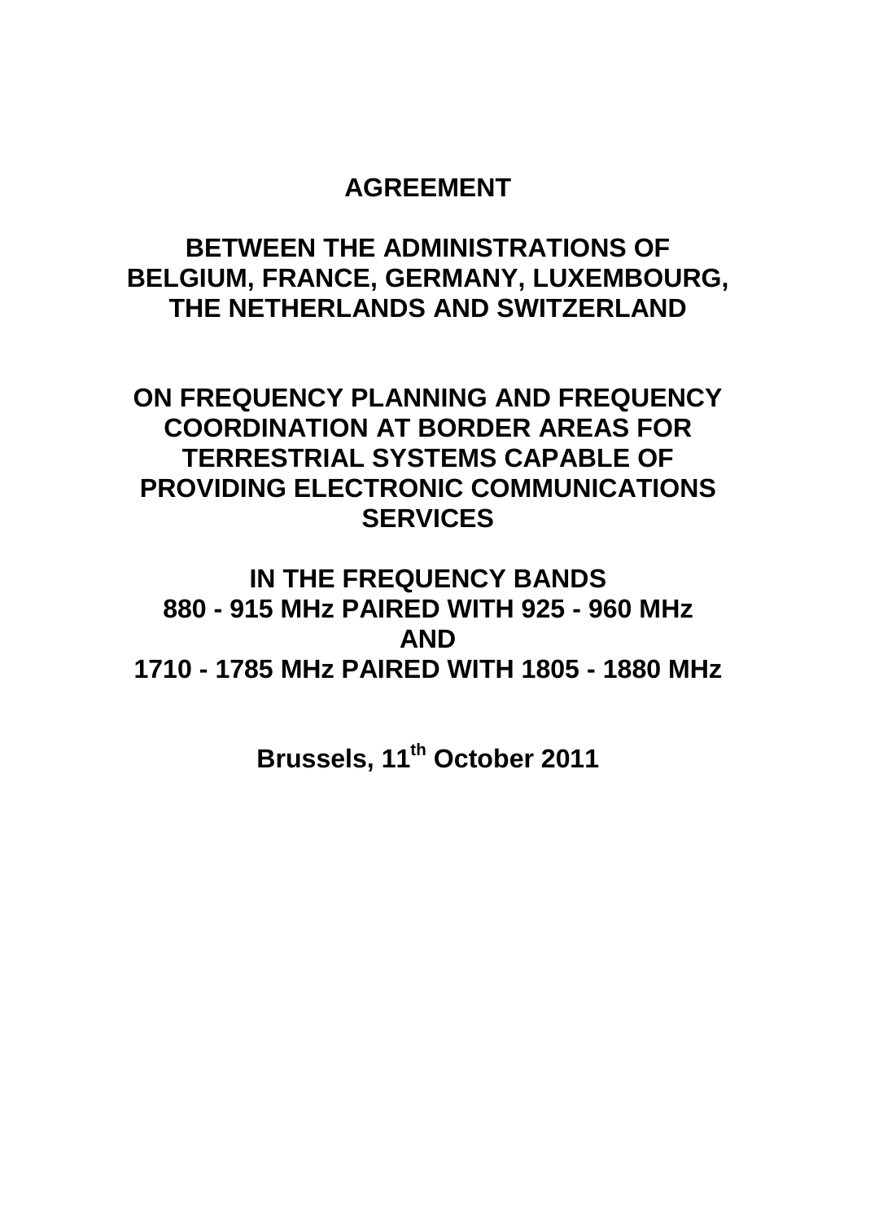# AGREEMENT

## BETWEEN THE ADMINISTRATIONS OF BELGIUM, FRANCE, GERMANY, LUXEMBOURG, THE NETHERLANDS AND SWITZERLAND

## ON FREQUENCY PLANNING AND FREQUENCY COORDINATION AT BORDER AREAS FOR TERRESTRIAL SYSTEMS CAPABLE OF PROVIDING ELECTRONIC COMMUNICATIONS SERVICES

## IN THE FREQUENCY BANDS 880 - 915 MHz PAIRED WITH 925 - 960 MHz AND 1710 - 1785 MHz PAIRED WITH 1805 - 1880 MHz

**Brussels, 11th October 2011**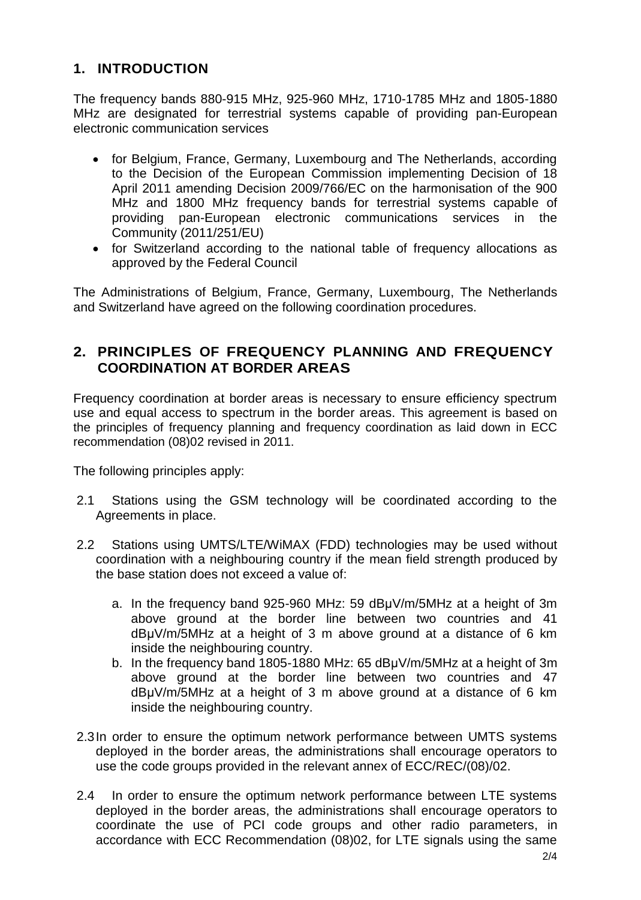## 1. INTRODUCTION

The frequency bands 880-915 MHz, 925-960 MHz, 1710-1785 MHz and 1805-1880 MHz are designated for terrestrial systems capable of providing pan-European electronic communication services

- for Belgium, France, Germany, Luxembourg and The Netherlands, according to the Decision of the European Commission implementing Decision of 18 April 2011 amending Decision 2009/766/EC on the harmonisation of the 900 MHz and 1800 MHz frequency bands for terrestrial systems capable of providing pan-European electronic communications services in the Community (2011/251/EU)
- for Switzerland according to the national table of frequency allocations as approved by the Federal Council

The Administrations of Belgium, France, Germany, Luxembourg, The Netherlands and Switzerland have agreed on the following coordination procedures.

## 2. PRINCIPLES OF FREQUENCY PLANNING AND FREQUENCY COORDINATION AT BORDER AREAS

Frequency coordination at border areas is necessary to ensure efficiency spectrum use and equal access to spectrum in the border areas. This agreement is based on the principles of frequency planning and frequency coordination as laid down in ECC recommendation (08)02 revised in 2011.

The following principles apply:

2.1 Stations using the GSM technology will be coordinated according to the Agreements in place.

2.2 Stations using UMTS/LTE/WiMAX (FDD) technologies may be used without coordination with a neighbouring country if the mean field strength produced by the base station does not exceed a value of:

a. In the frequency band 925-960 MHz: 59 dBμV/m/5MHz at a height of 3m above ground at the border line between two countries and 41 dBμV/m/5MHz at a height of 3 m above ground at a distance of 6 km inside the neighbouring country.

b. In the frequency band 1805-1880 MHz: 65 dBμV/m/5MHz at a height of 3m above ground at the border line between two countries and 47 dBμV/m/5MHz at a height of 3 m above ground at a distance of 6 km inside the neighbouring country.

2.3 In order to ensure the optimum network performance between UMTS systems deployed in the border areas, the administrations shall encourage operators to use the code groups provided in the relevant annex of ECC/REC/(08)/02.

2.4 In order to ensure the optimum network performance between LTE systems deployed in the border areas, the administrations shall encourage operators to coordinate the use of PCI code groups and other radio parameters, in accordance with ECC Recommendation (08)02, for LTE signals using the same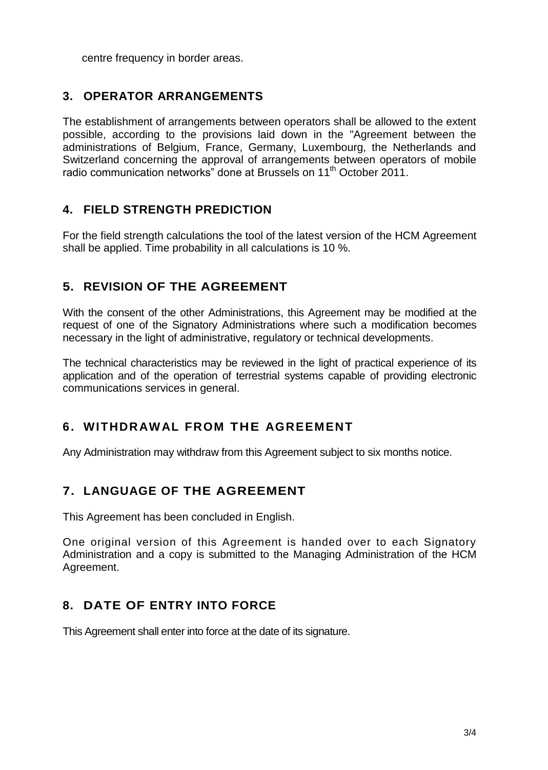centre frequency in border areas.

## 3. OPERATOR ARRANGEMENTS

The establishment of arrangements between operators shall be allowed to the extent possible, according to the provisions laid down in the "Agreement between the administrations of Belgium, France, Germany, Luxembourg, the Netherlands and Switzerland concerning the approval of arrangements between operators of mobile radio communication networks" done at Brussels on 11th October 2011.

## 4. FIELD STRENGTH PREDICTION

For the field strength calculations the tool of the latest version of the HCM Agreement shall be applied. Time probability in all calculations is 10 %.

## 5. REVISION OF THE AGREEMENT

With the consent of the other Administrations, this Agreement may be modified at the request of one of the Signatory Administrations where such a modification becomes necessary in the light of administrative, regulatory or technical developments.

The technical characteristics may be reviewed in the light of practical experience of its application and of the operation of terrestrial systems capable of providing electronic communications services in general.

## 6. WITHDRAWAL FROM THE AGREEMENT

Any Administration may withdraw from this Agreement subject to six months notice.

## 7. LANGUAGE OF THE AGREEMENT

This Agreement has been concluded in English.

One original version of this Agreement is handed over to each Signatory Administration and a copy is submitted to the Managing Administration of the HCM Agreement.

## 8. DATE OF ENTRY INTO FORCE

This Agreement shall enter into force at the date of its signature.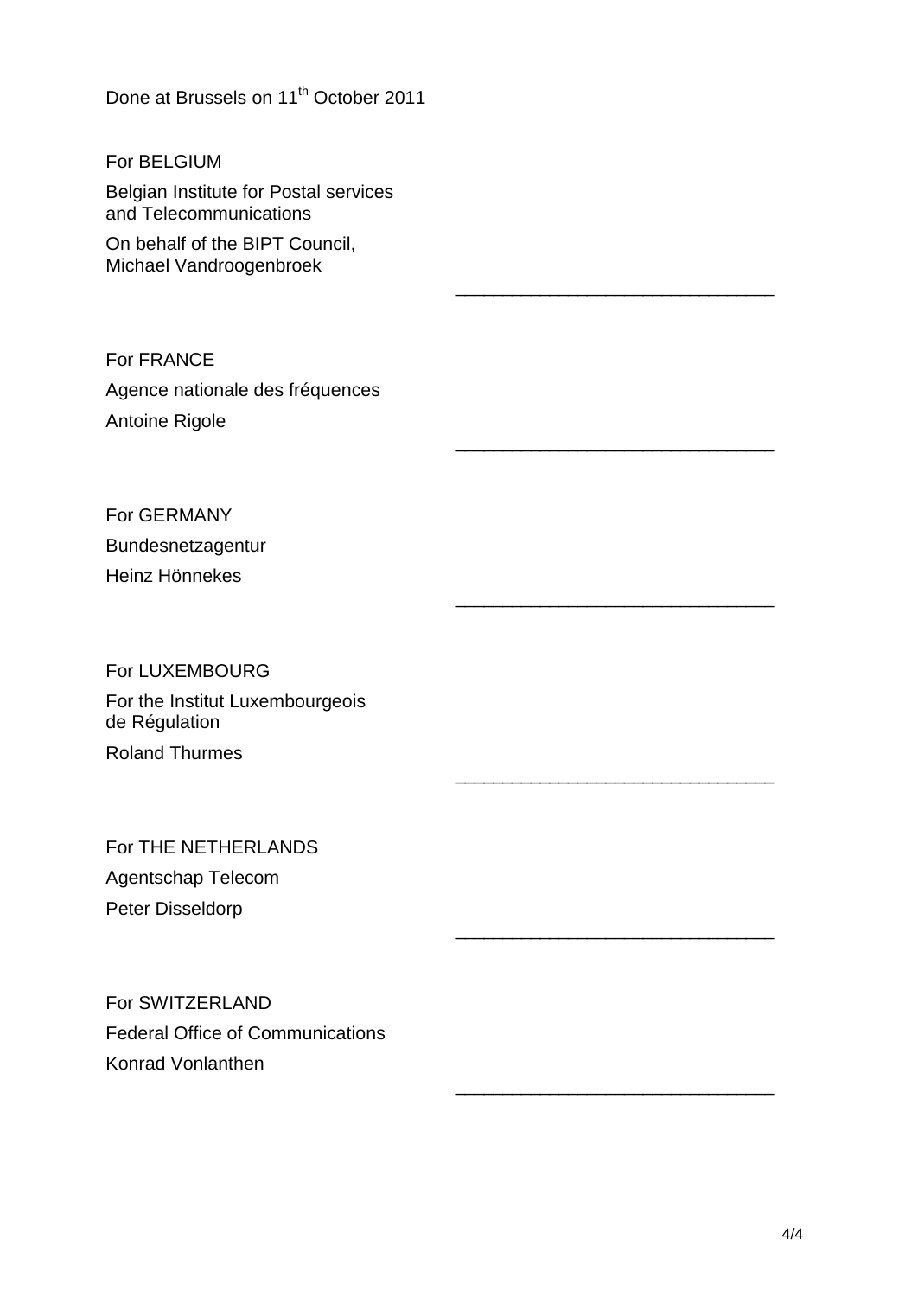Done at Brussels on 11th October 2011

For BELGIUM

Belgian Institute for Postal services and Telecommunications

On behalf of the BIPT Council,
Michael Vandroogenbroek

\_\_\_\_\_\_\_\_\_\_\_\_\_\_\_\_\_\_\_\_\_\_\_\_\_\_\_\_\_\_\_\_

For FRANCE

Agence nationale des fréquences

Antoine Rigole

\_\_\_\_\_\_\_\_\_\_\_\_\_\_\_\_\_\_\_\_\_\_\_\_\_\_\_\_\_\_\_\_

For GERMANY

Bundesnetzagentur

Heinz Hönnekes

\_\_\_\_\_\_\_\_\_\_\_\_\_\_\_\_\_\_\_\_\_\_\_\_\_\_\_\_\_\_\_\_

For LUXEMBOURG

For the Institut Luxembourgeois de Régulation

Roland Thurmes

\_\_\_\_\_\_\_\_\_\_\_\_\_\_\_\_\_\_\_\_\_\_\_\_\_\_\_\_\_\_\_\_

For THE NETHERLANDS

Agentschap Telecom

Peter Disseldorp

\_\_\_\_\_\_\_\_\_\_\_\_\_\_\_\_\_\_\_\_\_\_\_\_\_\_\_\_\_\_\_\_

For SWITZERLAND

Federal Office of Communications

Konrad Vonlanthen

\_\_\_\_\_\_\_\_\_\_\_\_\_\_\_\_\_\_\_\_\_\_\_\_\_\_\_\_\_\_\_\_